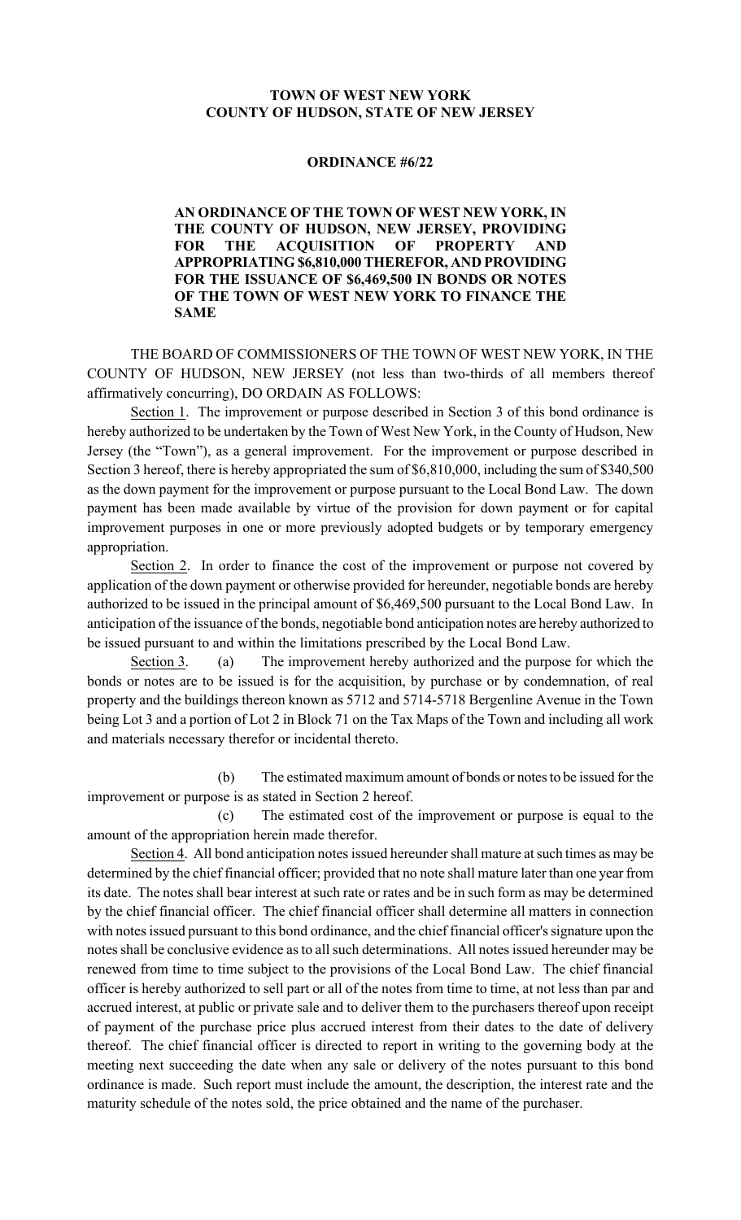**TOWN OF WEST NEW YORK**
**COUNTY OF HUDSON, STATE OF NEW JERSEY**

**ORDINANCE #6/22**

**AN ORDINANCE OF THE TOWN OF WEST NEW YORK, IN THE COUNTY OF HUDSON, NEW JERSEY, PROVIDING FOR THE ACQUISITION OF PROPERTY AND APPROPRIATING $6,810,000 THEREFOR, AND PROVIDING FOR THE ISSUANCE OF $6,469,500 IN BONDS OR NOTES OF THE TOWN OF WEST NEW YORK TO FINANCE THE SAME**

THE BOARD OF COMMISSIONERS OF THE TOWN OF WEST NEW YORK, IN THE COUNTY OF HUDSON, NEW JERSEY (not less than two-thirds of all members thereof affirmatively concurring), DO ORDAIN AS FOLLOWS:

Section 1. The improvement or purpose described in Section 3 of this bond ordinance is hereby authorized to be undertaken by the Town of West New York, in the County of Hudson, New Jersey (the "Town"), as a general improvement. For the improvement or purpose described in Section 3 hereof, there is hereby appropriated the sum of $6,810,000, including the sum of $340,500 as the down payment for the improvement or purpose pursuant to the Local Bond Law. The down payment has been made available by virtue of the provision for down payment or for capital improvement purposes in one or more previously adopted budgets or by temporary emergency appropriation.

Section 2. In order to finance the cost of the improvement or purpose not covered by application of the down payment or otherwise provided for hereunder, negotiable bonds are hereby authorized to be issued in the principal amount of $6,469,500 pursuant to the Local Bond Law. In anticipation of the issuance of the bonds, negotiable bond anticipation notes are hereby authorized to be issued pursuant to and within the limitations prescribed by the Local Bond Law.

Section 3. (a) The improvement hereby authorized and the purpose for which the bonds or notes are to be issued is for the acquisition, by purchase or by condemnation, of real property and the buildings thereon known as 5712 and 5714-5718 Bergenline Avenue in the Town being Lot 3 and a portion of Lot 2 in Block 71 on the Tax Maps of the Town and including all work and materials necessary therefor or incidental thereto.

(b) The estimated maximum amount of bonds or notes to be issued for the improvement or purpose is as stated in Section 2 hereof.

(c) The estimated cost of the improvement or purpose is equal to the amount of the appropriation herein made therefor.

Section 4. All bond anticipation notes issued hereunder shall mature at such times as may be determined by the chief financial officer; provided that no note shall mature later than one year from its date. The notes shall bear interest at such rate or rates and be in such form as may be determined by the chief financial officer. The chief financial officer shall determine all matters in connection with notes issued pursuant to this bond ordinance, and the chief financial officer's signature upon the notes shall be conclusive evidence as to all such determinations. All notes issued hereunder may be renewed from time to time subject to the provisions of the Local Bond Law. The chief financial officer is hereby authorized to sell part or all of the notes from time to time, at not less than par and accrued interest, at public or private sale and to deliver them to the purchasers thereof upon receipt of payment of the purchase price plus accrued interest from their dates to the date of delivery thereof. The chief financial officer is directed to report in writing to the governing body at the meeting next succeeding the date when any sale or delivery of the notes pursuant to this bond ordinance is made. Such report must include the amount, the description, the interest rate and the maturity schedule of the notes sold, the price obtained and the name of the purchaser.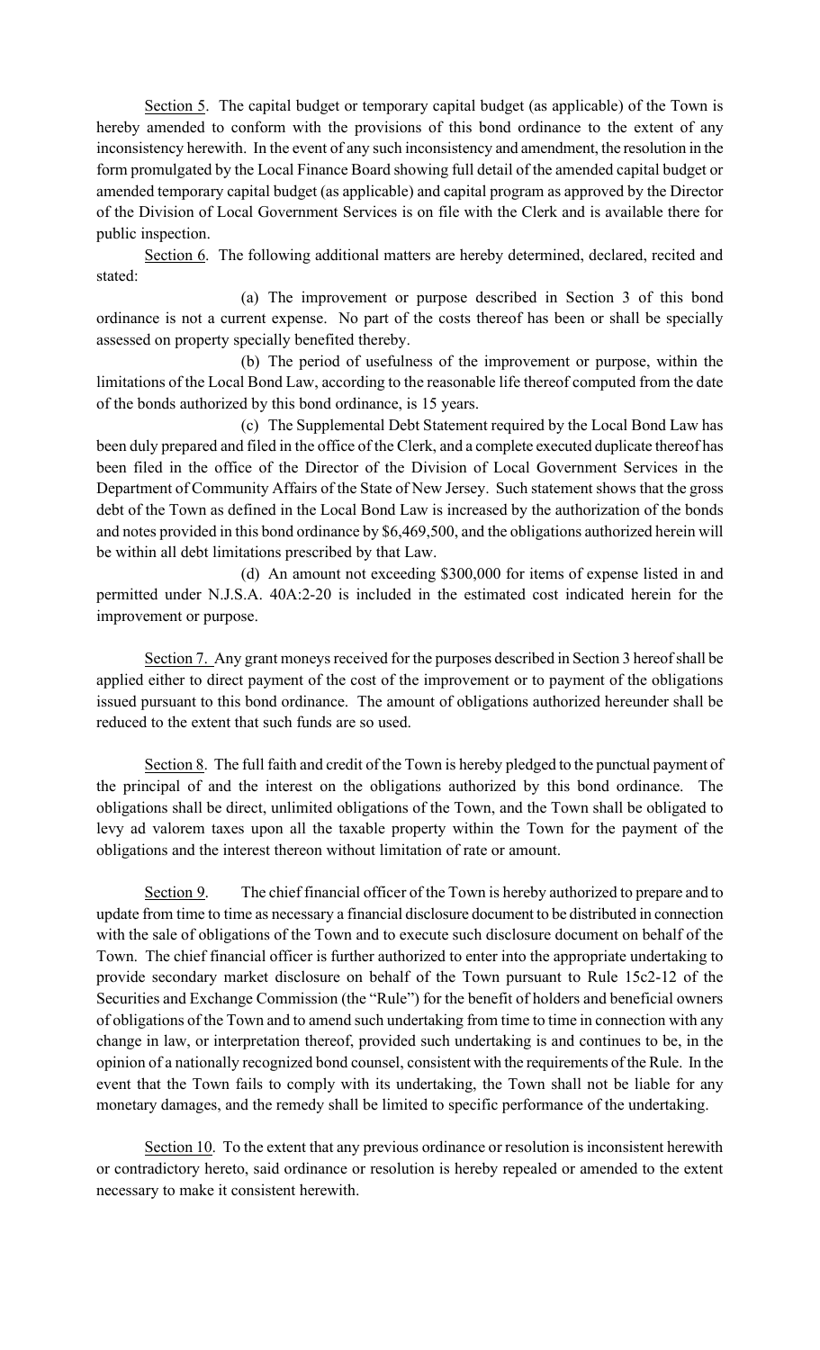Section 5. The capital budget or temporary capital budget (as applicable) of the Town is hereby amended to conform with the provisions of this bond ordinance to the extent of any inconsistency herewith. In the event of any such inconsistency and amendment, the resolution in the form promulgated by the Local Finance Board showing full detail of the amended capital budget or amended temporary capital budget (as applicable) and capital program as approved by the Director of the Division of Local Government Services is on file with the Clerk and is available there for public inspection.

Section 6. The following additional matters are hereby determined, declared, recited and stated:

(a) The improvement or purpose described in Section 3 of this bond ordinance is not a current expense. No part of the costs thereof has been or shall be specially assessed on property specially benefited thereby.

(b) The period of usefulness of the improvement or purpose, within the limitations of the Local Bond Law, according to the reasonable life thereof computed from the date of the bonds authorized by this bond ordinance, is 15 years.

(c) The Supplemental Debt Statement required by the Local Bond Law has been duly prepared and filed in the office of the Clerk, and a complete executed duplicate thereof has been filed in the office of the Director of the Division of Local Government Services in the Department of Community Affairs of the State of New Jersey. Such statement shows that the gross debt of the Town as defined in the Local Bond Law is increased by the authorization of the bonds and notes provided in this bond ordinance by $6,469,500, and the obligations authorized herein will be within all debt limitations prescribed by that Law.

(d) An amount not exceeding $300,000 for items of expense listed in and permitted under N.J.S.A. 40A:2-20 is included in the estimated cost indicated herein for the improvement or purpose.

Section 7. Any grant moneys received for the purposes described in Section 3 hereof shall be applied either to direct payment of the cost of the improvement or to payment of the obligations issued pursuant to this bond ordinance. The amount of obligations authorized hereunder shall be reduced to the extent that such funds are so used.

Section 8. The full faith and credit of the Town is hereby pledged to the punctual payment of the principal of and the interest on the obligations authorized by this bond ordinance. The obligations shall be direct, unlimited obligations of the Town, and the Town shall be obligated to levy ad valorem taxes upon all the taxable property within the Town for the payment of the obligations and the interest thereon without limitation of rate or amount.

Section 9. The chief financial officer of the Town is hereby authorized to prepare and to update from time to time as necessary a financial disclosure document to be distributed in connection with the sale of obligations of the Town and to execute such disclosure document on behalf of the Town. The chief financial officer is further authorized to enter into the appropriate undertaking to provide secondary market disclosure on behalf of the Town pursuant to Rule 15c2-12 of the Securities and Exchange Commission (the "Rule") for the benefit of holders and beneficial owners of obligations of the Town and to amend such undertaking from time to time in connection with any change in law, or interpretation thereof, provided such undertaking is and continues to be, in the opinion of a nationally recognized bond counsel, consistent with the requirements of the Rule. In the event that the Town fails to comply with its undertaking, the Town shall not be liable for any monetary damages, and the remedy shall be limited to specific performance of the undertaking.

Section 10. To the extent that any previous ordinance or resolution is inconsistent herewith or contradictory hereto, said ordinance or resolution is hereby repealed or amended to the extent necessary to make it consistent herewith.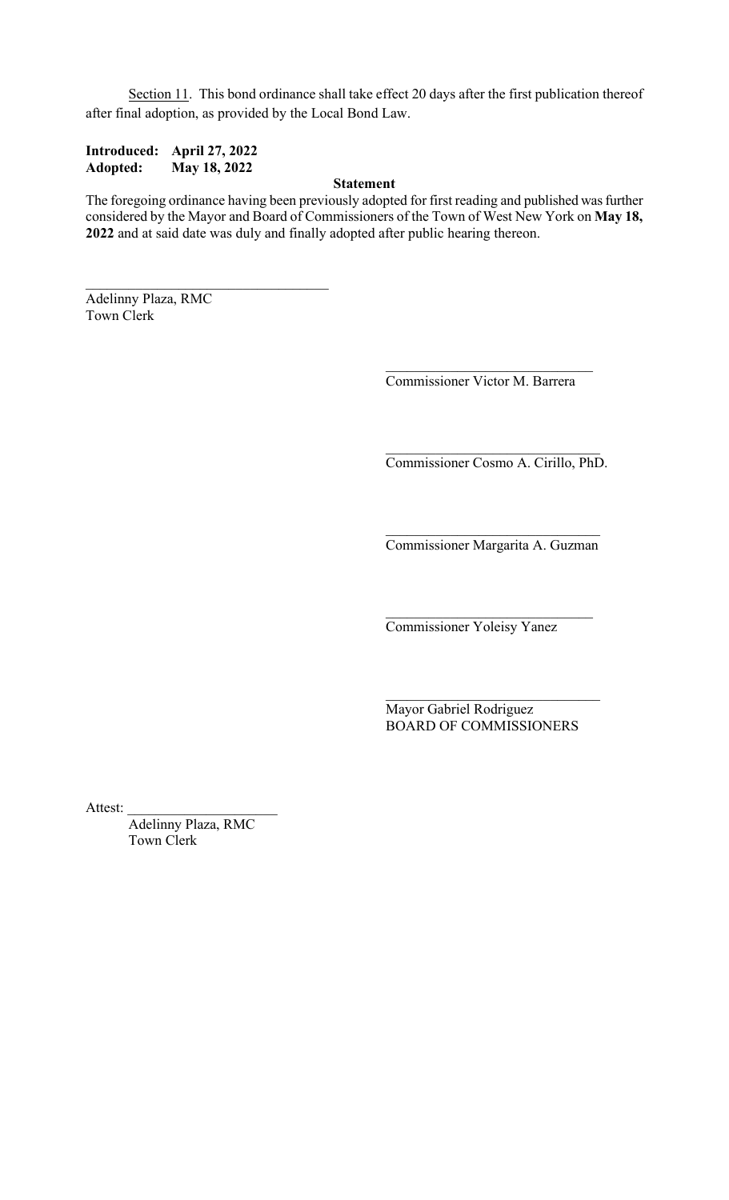Section 11. This bond ordinance shall take effect 20 days after the first publication thereof after final adoption, as provided by the Local Bond Law.

**Introduced: April 27, 2022**
**Adopted: May 18, 2022**

**Statement**

The foregoing ordinance having been previously adopted for first reading and published was further considered by the Mayor and Board of Commissioners of the Town of West New York on **May 18, 2022** and at said date was duly and finally adopted after public hearing thereon.

\_\_\_\_\_\_\_\_\_\_\_\_\_\_\_\_\_\_\_\_\_\_\_\_\_\_\_\_\_\_\_\_\_\_

Adelinny Plaza, RMC
Town Clerk

\_\_\_\_\_\_\_\_\_\_\_\_\_\_\_\_\_\_\_\_\_\_\_\_\_\_\_\_\_\_

Commissioner Victor M. Barrera

\_\_\_\_\_\_\_\_\_\_\_\_\_\_\_\_\_\_\_\_\_\_\_\_\_\_\_\_\_\_

Commissioner Cosmo A. Cirillo, PhD.

\_\_\_\_\_\_\_\_\_\_\_\_\_\_\_\_\_\_\_\_\_\_\_\_\_\_\_\_\_\_

Commissioner Margarita A. Guzman

\_\_\_\_\_\_\_\_\_\_\_\_\_\_\_\_\_\_\_\_\_\_\_\_\_\_\_\_\_\_

Commissioner Yoleisy Yanez

\_\_\_\_\_\_\_\_\_\_\_\_\_\_\_\_\_\_\_\_\_\_\_\_\_\_\_\_\_\_

Mayor Gabriel Rodriguez
BOARD OF COMMISSIONERS

Attest: \_\_\_\_\_\_\_\_\_\_\_\_\_\_\_\_\_\_\_\_\_\_

Adelinny Plaza, RMC
Town Clerk